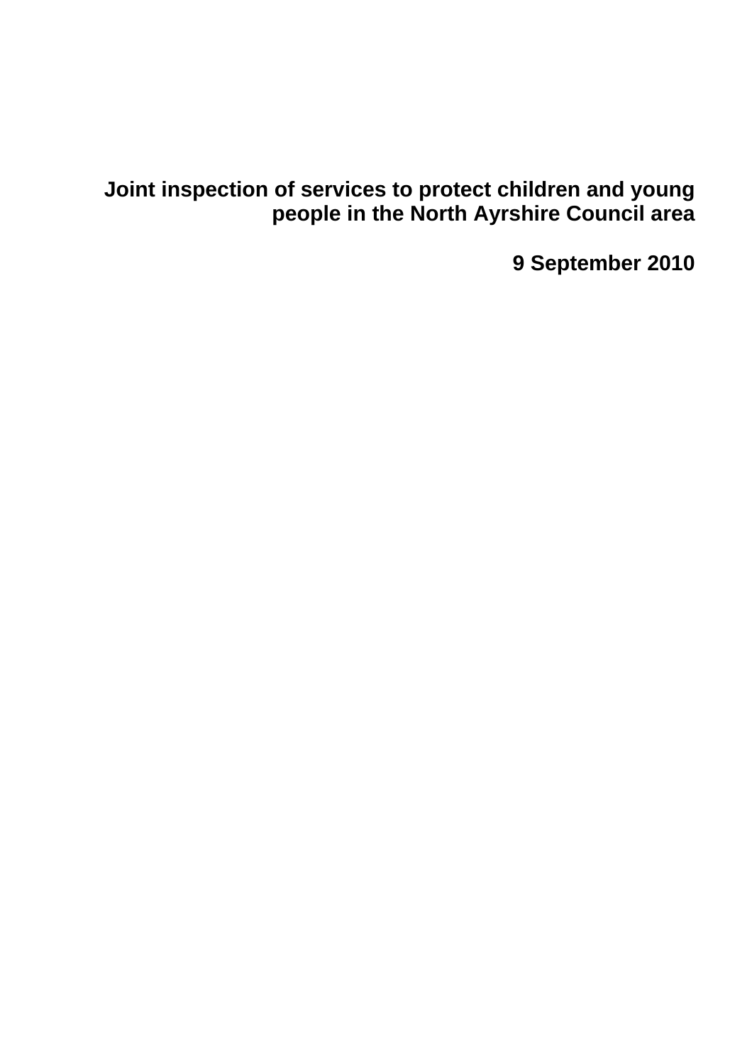# Joint inspection of services to protect children and young people in the North Ayrshire Council area

**9 September 2010**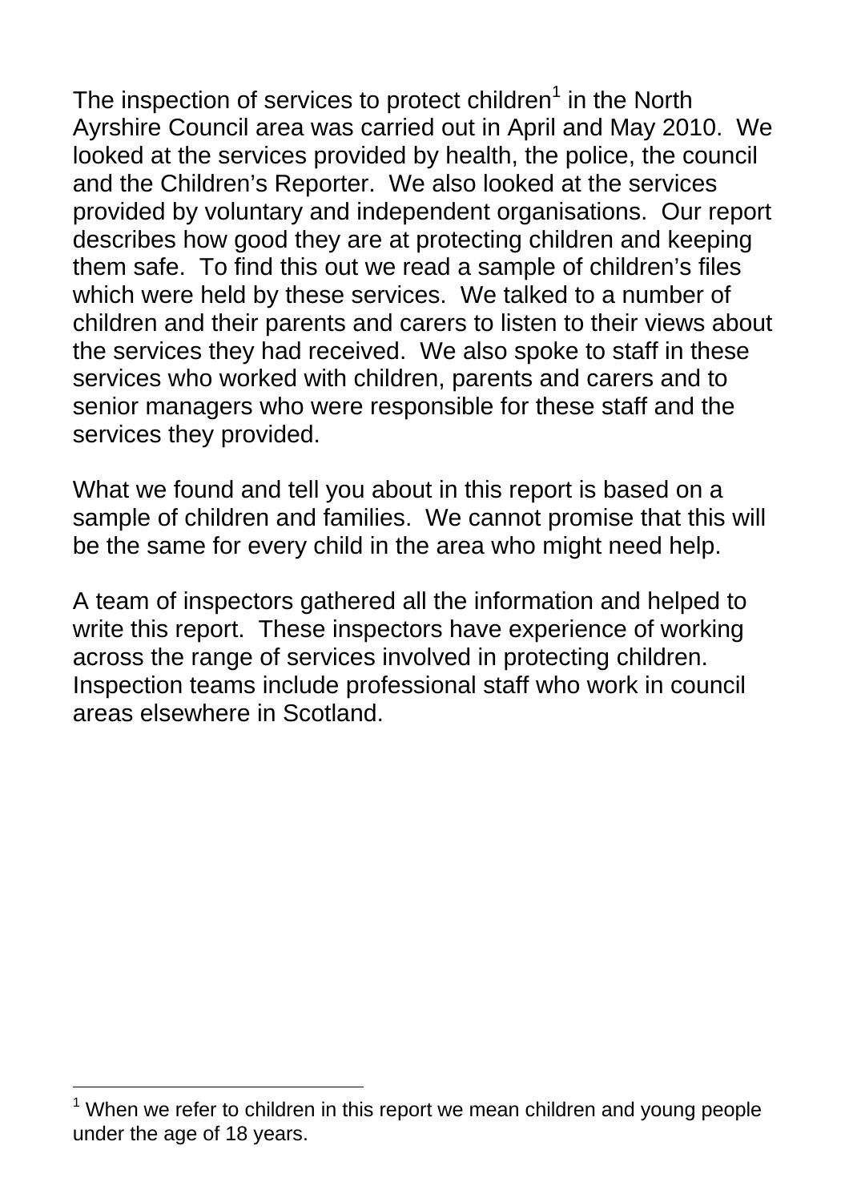The inspection of services to protect children[1] in the North Ayrshire Council area was carried out in April and May 2010. We looked at the services provided by health, the police, the council and the Children's Reporter. We also looked at the services provided by voluntary and independent organisations. Our report describes how good they are at protecting children and keeping them safe. To find this out we read a sample of children's files which were held by these services. We talked to a number of children and their parents and carers to listen to their views about the services they had received. We also spoke to staff in these services who worked with children, parents and carers and to senior managers who were responsible for these staff and the services they provided.

What we found and tell you about in this report is based on a sample of children and families. We cannot promise that this will be the same for every child in the area who might need help.

A team of inspectors gathered all the information and helped to write this report. These inspectors have experience of working across the range of services involved in protecting children. Inspection teams include professional staff who work in council areas elsewhere in Scotland.

---

[1] When we refer to children in this report we mean children and young people under the age of 18 years.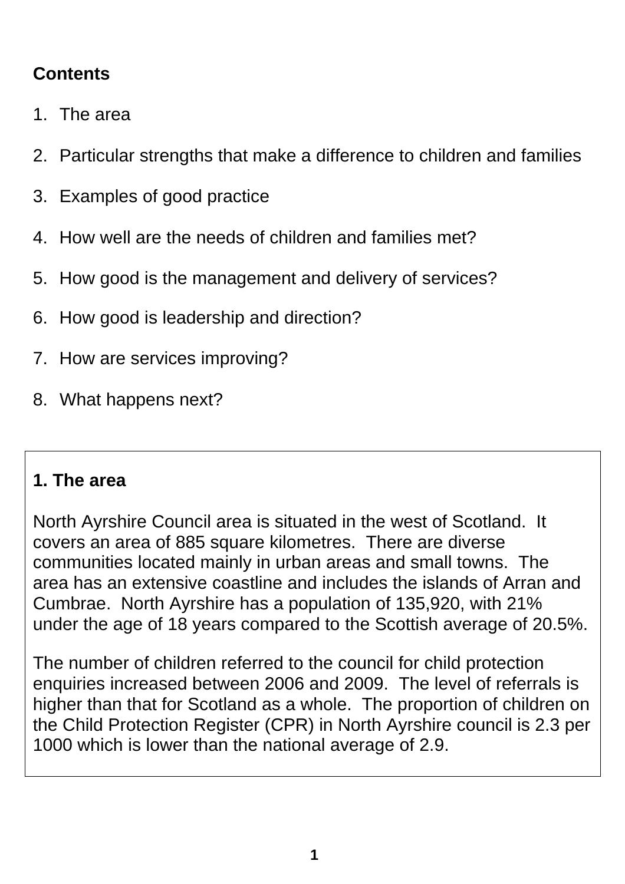**Contents**

1. The area
2. Particular strengths that make a difference to children and families
3. Examples of good practice
4. How well are the needs of children and families met?
5. How good is the management and delivery of services?
6. How good is leadership and direction?
7. How are services improving?
8. What happens next?

## 1. The area

North Ayrshire Council area is situated in the west of Scotland. It covers an area of 885 square kilometres. There are diverse communities located mainly in urban areas and small towns. The area has an extensive coastline and includes the islands of Arran and Cumbrae. North Ayrshire has a population of 135,920, with 21% under the age of 18 years compared to the Scottish average of 20.5%.

The number of children referred to the council for child protection enquiries increased between 2006 and 2009. The level of referrals is higher than that for Scotland as a whole. The proportion of children on the Child Protection Register (CPR) in North Ayrshire council is 2.3 per 1000 which is lower than the national average of 2.9.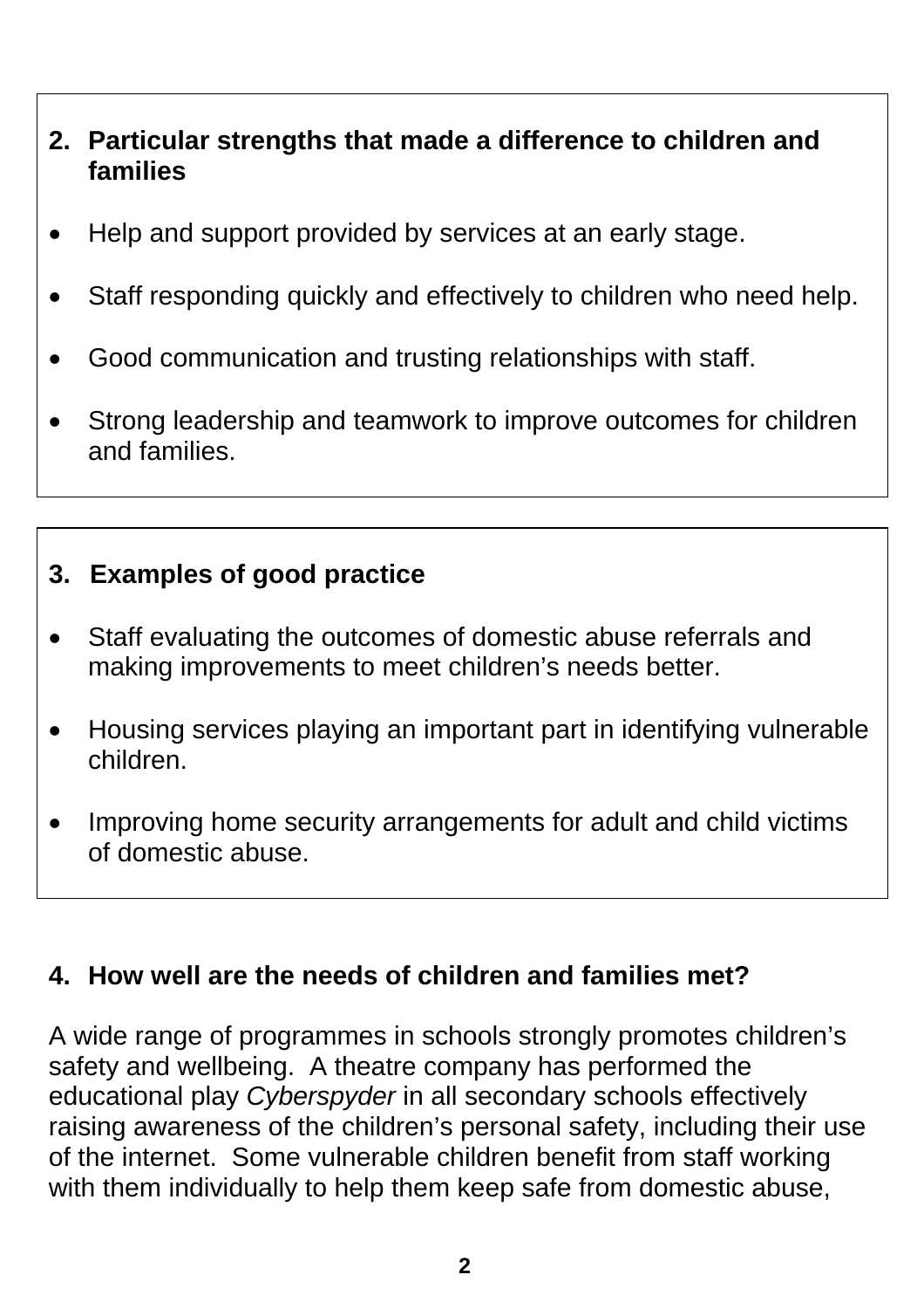## 2. Particular strengths that made a difference to children and families

- Help and support provided by services at an early stage.
- Staff responding quickly and effectively to children who need help.
- Good communication and trusting relationships with staff.
- Strong leadership and teamwork to improve outcomes for children and families.

## 3. Examples of good practice

- Staff evaluating the outcomes of domestic abuse referrals and making improvements to meet children's needs better.
- Housing services playing an important part in identifying vulnerable children.
- Improving home security arrangements for adult and child victims of domestic abuse.

## 4. How well are the needs of children and families met?

A wide range of programmes in schools strongly promotes children's safety and wellbeing. A theatre company has performed the educational play *Cyberspyder* in all secondary schools effectively raising awareness of the children's personal safety, including their use of the internet. Some vulnerable children benefit from staff working with them individually to help them keep safe from domestic abuse,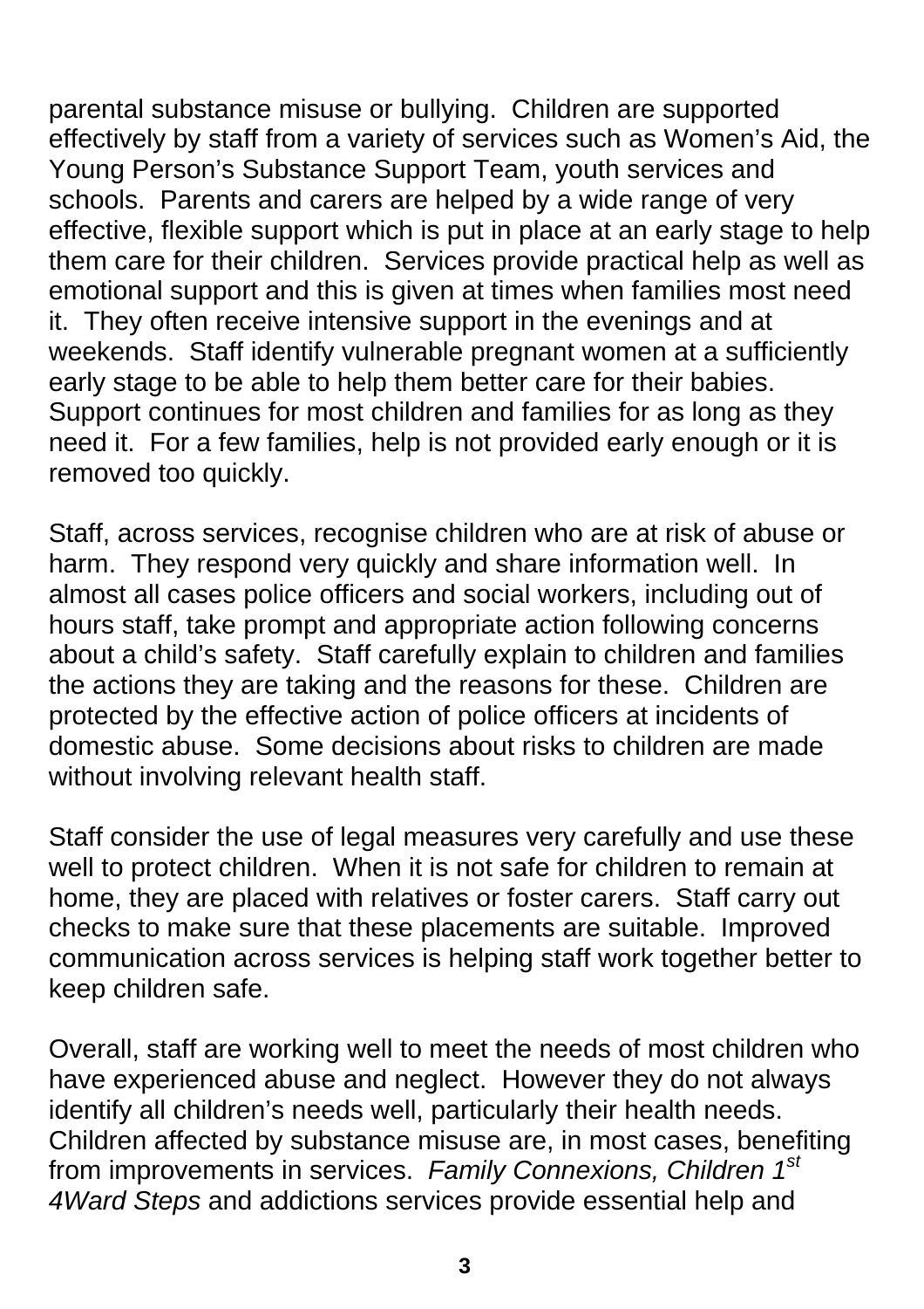parental substance misuse or bullying. Children are supported effectively by staff from a variety of services such as Women's Aid, the Young Person's Substance Support Team, youth services and schools. Parents and carers are helped by a wide range of very effective, flexible support which is put in place at an early stage to help them care for their children. Services provide practical help as well as emotional support and this is given at times when families most need it. They often receive intensive support in the evenings and at weekends. Staff identify vulnerable pregnant women at a sufficiently early stage to be able to help them better care for their babies. Support continues for most children and families for as long as they need it. For a few families, help is not provided early enough or it is removed too quickly.

Staff, across services, recognise children who are at risk of abuse or harm. They respond very quickly and share information well. In almost all cases police officers and social workers, including out of hours staff, take prompt and appropriate action following concerns about a child's safety. Staff carefully explain to children and families the actions they are taking and the reasons for these. Children are protected by the effective action of police officers at incidents of domestic abuse. Some decisions about risks to children are made without involving relevant health staff.

Staff consider the use of legal measures very carefully and use these well to protect children. When it is not safe for children to remain at home, they are placed with relatives or foster carers. Staff carry out checks to make sure that these placements are suitable. Improved communication across services is helping staff work together better to keep children safe.

Overall, staff are working well to meet the needs of most children who have experienced abuse and neglect. However they do not always identify all children's needs well, particularly their health needs. Children affected by substance misuse are, in most cases, benefiting from improvements in services. *Family Connexions, Children 1st 4Ward Steps* and addictions services provide essential help and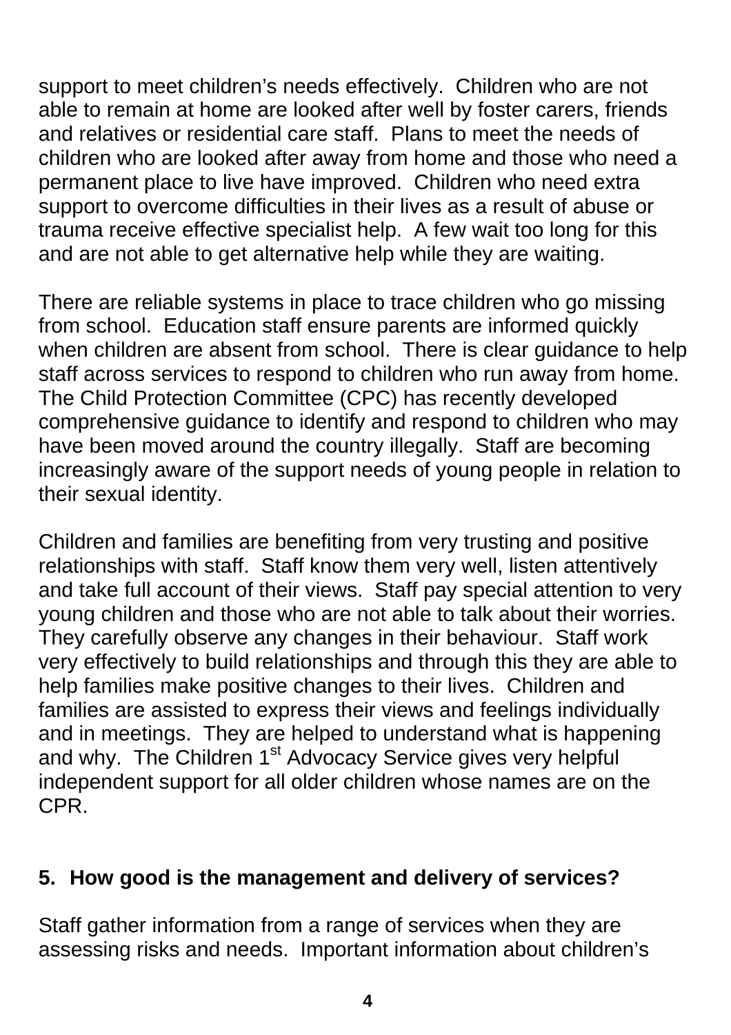support to meet children's needs effectively. Children who are not able to remain at home are looked after well by foster carers, friends and relatives or residential care staff. Plans to meet the needs of children who are looked after away from home and those who need a permanent place to live have improved. Children who need extra support to overcome difficulties in their lives as a result of abuse or trauma receive effective specialist help. A few wait too long for this and are not able to get alternative help while they are waiting.

There are reliable systems in place to trace children who go missing from school. Education staff ensure parents are informed quickly when children are absent from school. There is clear guidance to help staff across services to respond to children who run away from home. The Child Protection Committee (CPC) has recently developed comprehensive guidance to identify and respond to children who may have been moved around the country illegally. Staff are becoming increasingly aware of the support needs of young people in relation to their sexual identity.

Children and families are benefiting from very trusting and positive relationships with staff. Staff know them very well, listen attentively and take full account of their views. Staff pay special attention to very young children and those who are not able to talk about their worries. They carefully observe any changes in their behaviour. Staff work very effectively to build relationships and through this they are able to help families make positive changes to their lives. Children and families are assisted to express their views and feelings individually and in meetings. They are helped to understand what is happening and why. The Children 1st Advocacy Service gives very helpful independent support for all older children whose names are on the CPR.

## 5. How good is the management and delivery of services?

Staff gather information from a range of services when they are assessing risks and needs. Important information about children's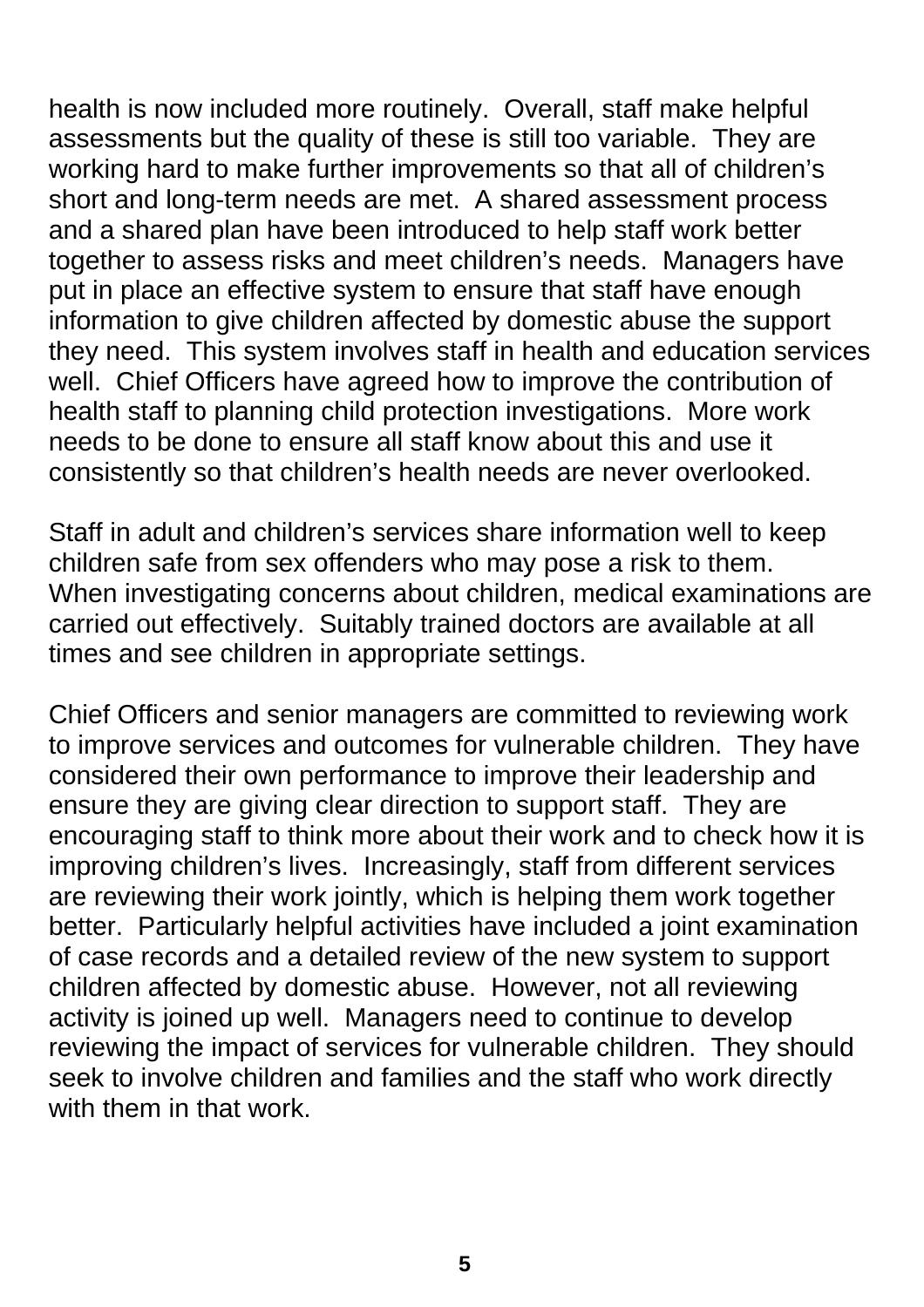health is now included more routinely. Overall, staff make helpful assessments but the quality of these is still too variable. They are working hard to make further improvements so that all of children's short and long-term needs are met. A shared assessment process and a shared plan have been introduced to help staff work better together to assess risks and meet children's needs. Managers have put in place an effective system to ensure that staff have enough information to give children affected by domestic abuse the support they need. This system involves staff in health and education services well. Chief Officers have agreed how to improve the contribution of health staff to planning child protection investigations. More work needs to be done to ensure all staff know about this and use it consistently so that children's health needs are never overlooked.

Staff in adult and children's services share information well to keep children safe from sex offenders who may pose a risk to them. When investigating concerns about children, medical examinations are carried out effectively. Suitably trained doctors are available at all times and see children in appropriate settings.

Chief Officers and senior managers are committed to reviewing work to improve services and outcomes for vulnerable children. They have considered their own performance to improve their leadership and ensure they are giving clear direction to support staff. They are encouraging staff to think more about their work and to check how it is improving children's lives. Increasingly, staff from different services are reviewing their work jointly, which is helping them work together better. Particularly helpful activities have included a joint examination of case records and a detailed review of the new system to support children affected by domestic abuse. However, not all reviewing activity is joined up well. Managers need to continue to develop reviewing the impact of services for vulnerable children. They should seek to involve children and families and the staff who work directly with them in that work.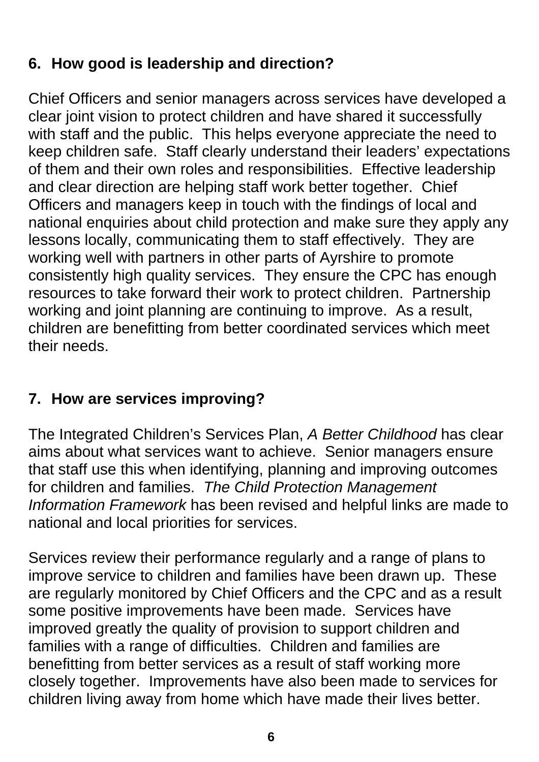## 6. How good is leadership and direction?

Chief Officers and senior managers across services have developed a clear joint vision to protect children and have shared it successfully with staff and the public. This helps everyone appreciate the need to keep children safe. Staff clearly understand their leaders' expectations of them and their own roles and responsibilities. Effective leadership and clear direction are helping staff work better together. Chief Officers and managers keep in touch with the findings of local and national enquiries about child protection and make sure they apply any lessons locally, communicating them to staff effectively. They are working well with partners in other parts of Ayrshire to promote consistently high quality services. They ensure the CPC has enough resources to take forward their work to protect children. Partnership working and joint planning are continuing to improve. As a result, children are benefitting from better coordinated services which meet their needs.

## 7. How are services improving?

The Integrated Children's Services Plan, *A Better Childhood* has clear aims about what services want to achieve. Senior managers ensure that staff use this when identifying, planning and improving outcomes for children and families. *The Child Protection Management Information Framework* has been revised and helpful links are made to national and local priorities for services.

Services review their performance regularly and a range of plans to improve service to children and families have been drawn up. These are regularly monitored by Chief Officers and the CPC and as a result some positive improvements have been made. Services have improved greatly the quality of provision to support children and families with a range of difficulties. Children and families are benefitting from better services as a result of staff working more closely together. Improvements have also been made to services for children living away from home which have made their lives better.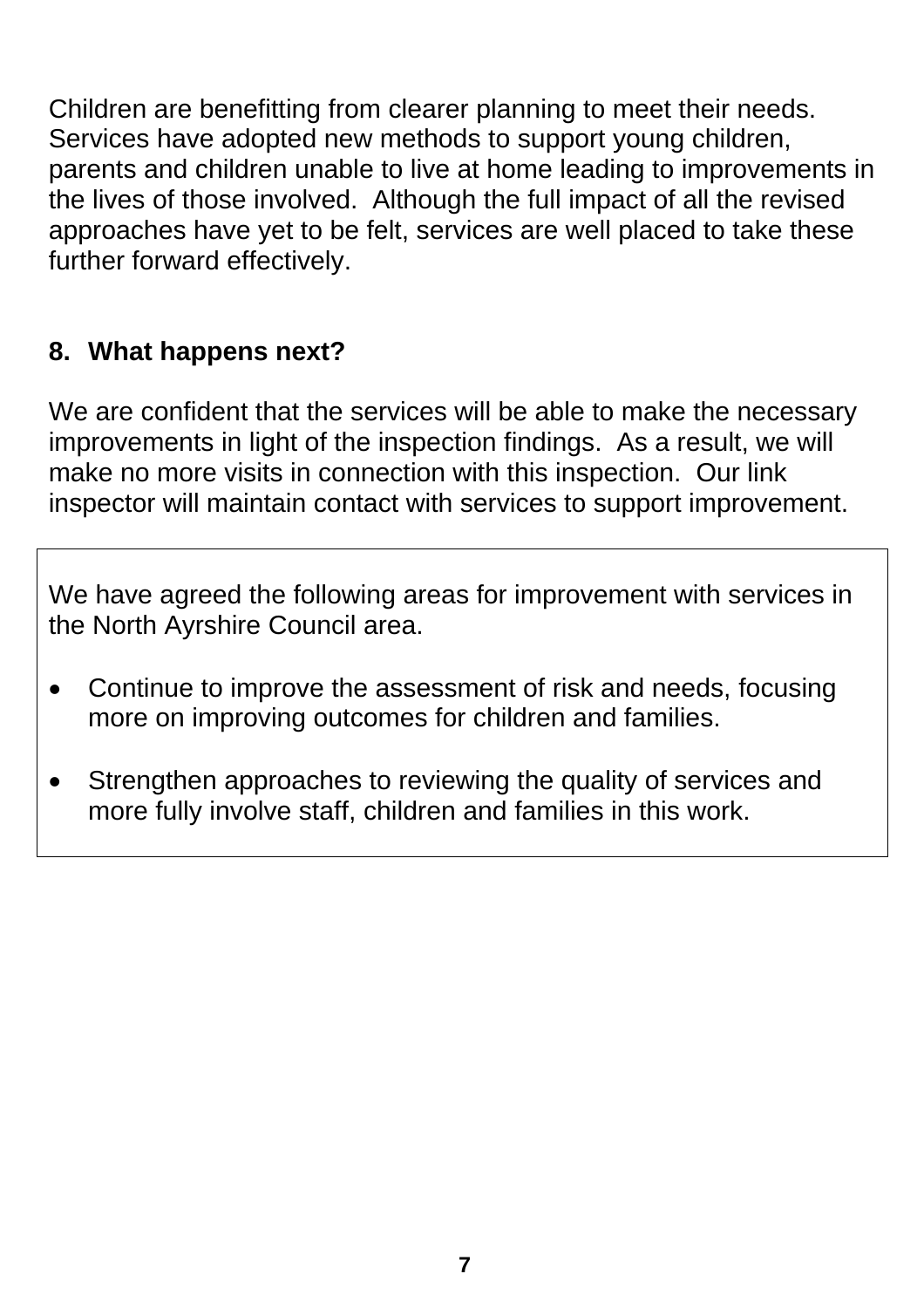Children are benefitting from clearer planning to meet their needs. Services have adopted new methods to support young children, parents and children unable to live at home leading to improvements in the lives of those involved. Although the full impact of all the revised approaches have yet to be felt, services are well placed to take these further forward effectively.

## 8. What happens next?

We are confident that the services will be able to make the necessary improvements in light of the inspection findings. As a result, we will make no more visits in connection with this inspection. Our link inspector will maintain contact with services to support improvement.

We have agreed the following areas for improvement with services in the North Ayrshire Council area.

- Continue to improve the assessment of risk and needs, focusing more on improving outcomes for children and families.
- Strengthen approaches to reviewing the quality of services and more fully involve staff, children and families in this work.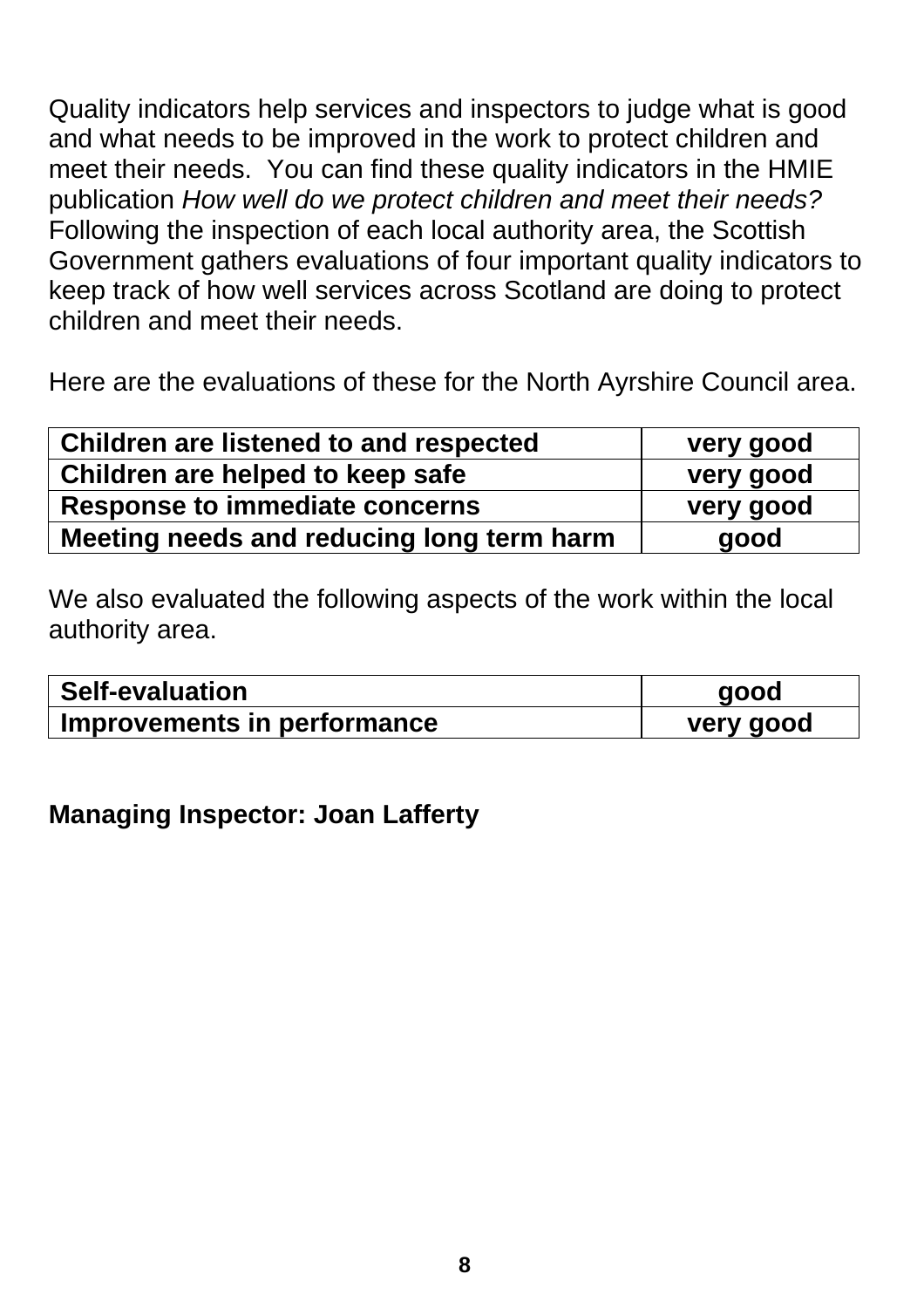Quality indicators help services and inspectors to judge what is good and what needs to be improved in the work to protect children and meet their needs. You can find these quality indicators in the HMIE publication *How well do we protect children and meet their needs?* Following the inspection of each local authority area, the Scottish Government gathers evaluations of four important quality indicators to keep track of how well services across Scotland are doing to protect children and meet their needs.

Here are the evaluations of these for the North Ayrshire Council area.

| | |
|---|---|
| **Children are listened to and respected** | **very good** |
| **Children are helped to keep safe** | **very good** |
| **Response to immediate concerns** | **very good** |
| **Meeting needs and reducing long term harm** | **good** |

We also evaluated the following aspects of the work within the local authority area.

| | |
|---|---|
| **Self-evaluation** | **good** |
| **Improvements in performance** | **very good** |

**Managing Inspector: Joan Lafferty**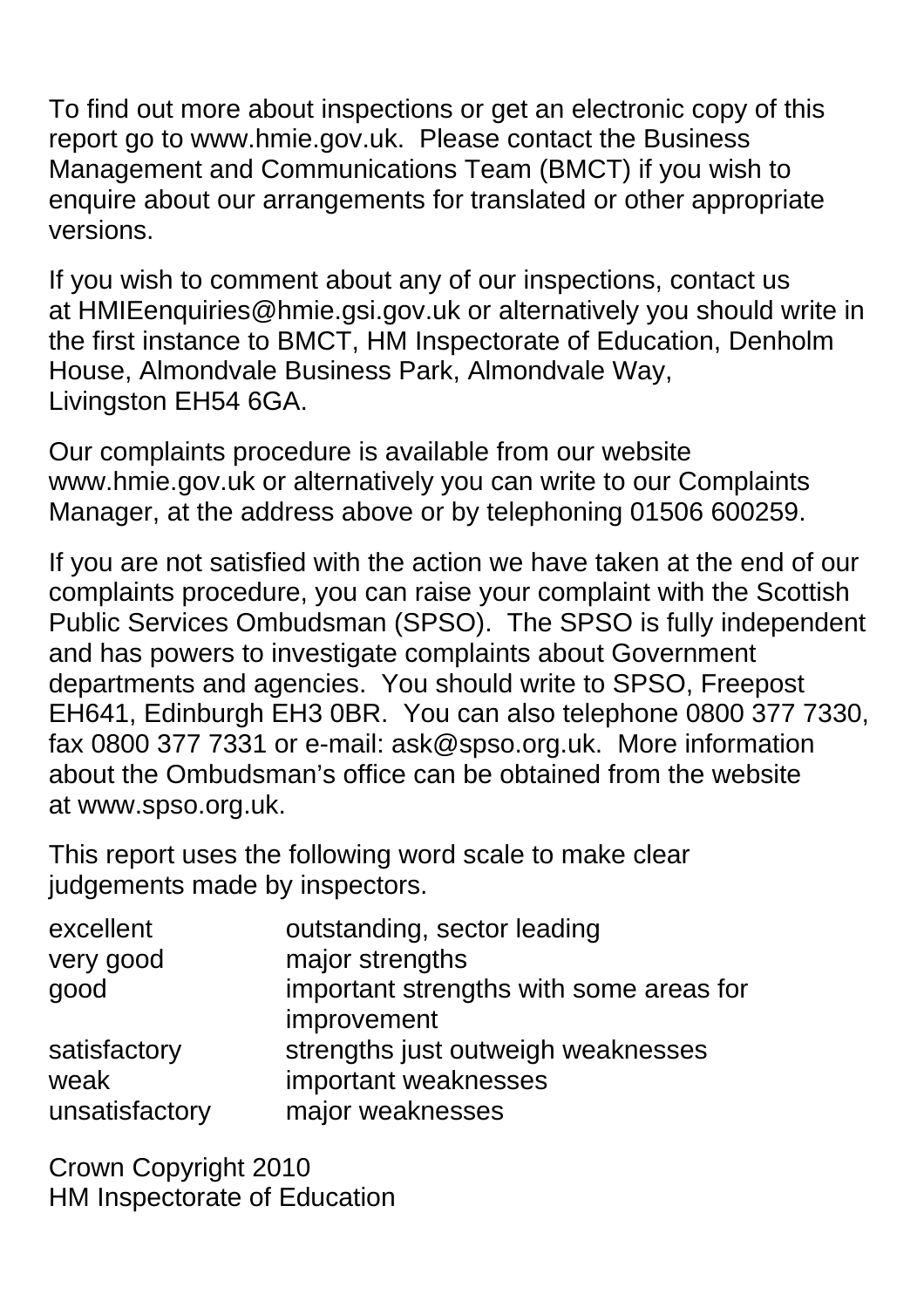To find out more about inspections or get an electronic copy of this report go to www.hmie.gov.uk. Please contact the Business Management and Communications Team (BMCT) if you wish to enquire about our arrangements for translated or other appropriate versions.

If you wish to comment about any of our inspections, contact us at HMIEenquiries@hmie.gsi.gov.uk or alternatively you should write in the first instance to BMCT, HM Inspectorate of Education, Denholm House, Almondvale Business Park, Almondvale Way, Livingston EH54 6GA.

Our complaints procedure is available from our website www.hmie.gov.uk or alternatively you can write to our Complaints Manager, at the address above or by telephoning 01506 600259.

If you are not satisfied with the action we have taken at the end of our complaints procedure, you can raise your complaint with the Scottish Public Services Ombudsman (SPSO). The SPSO is fully independent and has powers to investigate complaints about Government departments and agencies. You should write to SPSO, Freepost EH641, Edinburgh EH3 0BR. You can also telephone 0800 377 7330, fax 0800 377 7331 or e-mail: ask@spso.org.uk. More information about the Ombudsman's office can be obtained from the website at www.spso.org.uk.

This report uses the following word scale to make clear judgements made by inspectors.

| | |
|---|---|
| excellent | outstanding, sector leading |
| very good | major strengths |
| good | important strengths with some areas for improvement |
| satisfactory | strengths just outweigh weaknesses |
| weak | important weaknesses |
| unsatisfactory | major weaknesses |

Crown Copyright 2010
HM Inspectorate of Education